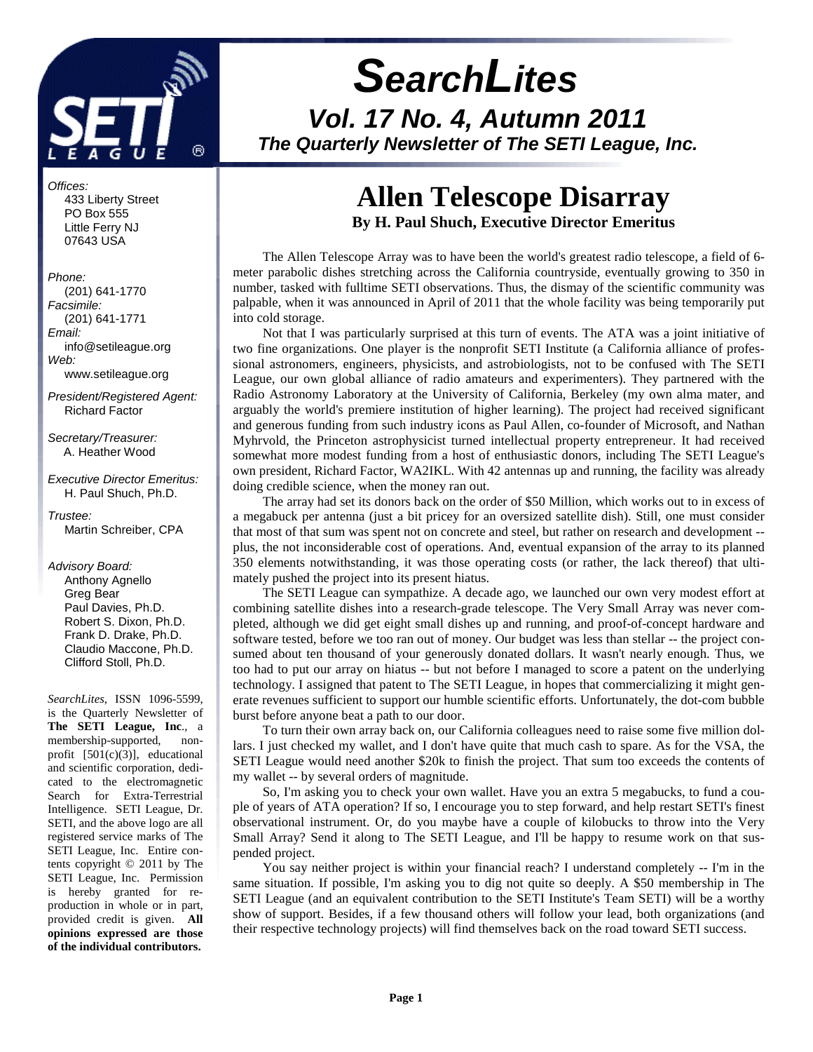# SearchLites

## Vol. 17 No. 4, Autumn 2011

**The Quarterly Newsletter of The SETI League, Inc.**

*Offices:*
433 Liberty Street
PO Box 555
Little Ferry NJ
07643 USA

*Phone:*
(201) 641-1770
*Facsimile:*
(201) 641-1771
*Email:*
info@setileague.org
*Web:*
www.setileague.org

*President/Registered Agent:*
Richard Factor

*Secretary/Treasurer:*
A. Heather Wood

*Executive Director Emeritus:*
H. Paul Shuch, Ph.D.

*Trustee:*
Martin Schreiber, CPA

*Advisory Board:*
Anthony Agnello
Greg Bear
Paul Davies, Ph.D.
Robert S. Dixon, Ph.D.
Frank D. Drake, Ph.D.
Claudio Maccone, Ph.D.
Clifford Stoll, Ph.D.

*SearchLites*, ISSN 1096-5599, is the Quarterly Newsletter of **The SETI League, Inc**., a membership-supported, non-profit [501(c)(3)], educational and scientific corporation, dedicated to the electromagnetic Search for Extra-Terrestrial Intelligence. SETI League, Dr. SETI, and the above logo are all registered service marks of The SETI League, Inc. Entire contents copyright © 2011 by The SETI League, Inc. Permission is hereby granted for reproduction in whole or in part, provided credit is given. **All opinions expressed are those of the individual contributors.**

# Allen Telescope Disarray

**By H. Paul Shuch, Executive Director Emeritus**

The Allen Telescope Array was to have been the world's greatest radio telescope, a field of 6-meter parabolic dishes stretching across the California countryside, eventually growing to 350 in number, tasked with fulltime SETI observations. Thus, the dismay of the scientific community was palpable, when it was announced in April of 2011 that the whole facility was being temporarily put into cold storage.

Not that I was particularly surprised at this turn of events. The ATA was a joint initiative of two fine organizations. One player is the nonprofit SETI Institute (a California alliance of professional astronomers, engineers, physicists, and astrobiologists, not to be confused with The SETI League, our own global alliance of radio amateurs and experimenters). They partnered with the Radio Astronomy Laboratory at the University of California, Berkeley (my own alma mater, and arguably the world's premiere institution of higher learning). The project had received significant and generous funding from such industry icons as Paul Allen, co-founder of Microsoft, and Nathan Myhrvold, the Princeton astrophysicist turned intellectual property entrepreneur. It had received somewhat more modest funding from a host of enthusiastic donors, including The SETI League's own president, Richard Factor, WA2IKL. With 42 antennas up and running, the facility was already doing credible science, when the money ran out.

The array had set its donors back on the order of $50 Million, which works out to in excess of a megabuck per antenna (just a bit pricey for an oversized satellite dish). Still, one must consider that most of that sum was spent not on concrete and steel, but rather on research and development -- plus, the not inconsiderable cost of operations. And, eventual expansion of the array to its planned 350 elements notwithstanding, it was those operating costs (or rather, the lack thereof) that ultimately pushed the project into its present hiatus.

The SETI League can sympathize. A decade ago, we launched our own very modest effort at combining satellite dishes into a research-grade telescope. The Very Small Array was never completed, although we did get eight small dishes up and running, and proof-of-concept hardware and software tested, before we too ran out of money. Our budget was less than stellar -- the project consumed about ten thousand of generously donated dollars. It wasn't nearly enough. Thus, we too had to put our array on hiatus -- but not before I managed to score a patent on the underlying technology. I assigned that patent to The SETI League, in hopes that commercializing it might generate revenues sufficient to support our humble scientific efforts. Unfortunately, the dot-com bubble burst before anyone beat a path to our door.

To turn their own array back on, our California colleagues need to raise some five million dollars. I just checked my wallet, and I don't have quite that much cash to spare. As for the VSA, the SETI League would need another $20k to finish the project. That sum too exceeds the contents of my wallet -- by several orders of magnitude.

So, I'm asking you to check your own wallet. Have you an extra 5 megabucks, to fund a couple of years of ATA operation? If so, I encourage you to step forward, and help restart SETI's finest observational instrument. Or, do you maybe have a couple of kilobucks to throw into the Very Small Array? Send it along to The SETI League, and I'll be happy to resume work on that suspended project.

You say neither project is within your financial reach? I understand completely -- I'm in the same situation. If possible, I'm asking you to dig not quite so deeply. A $50 membership in The SETI League (and an equivalent contribution to the SETI Institute's Team SETI) will be a worthy show of support. Besides, if a few thousand others will follow your lead, both organizations (and their respective technology projects) will find themselves back on the road toward SETI success.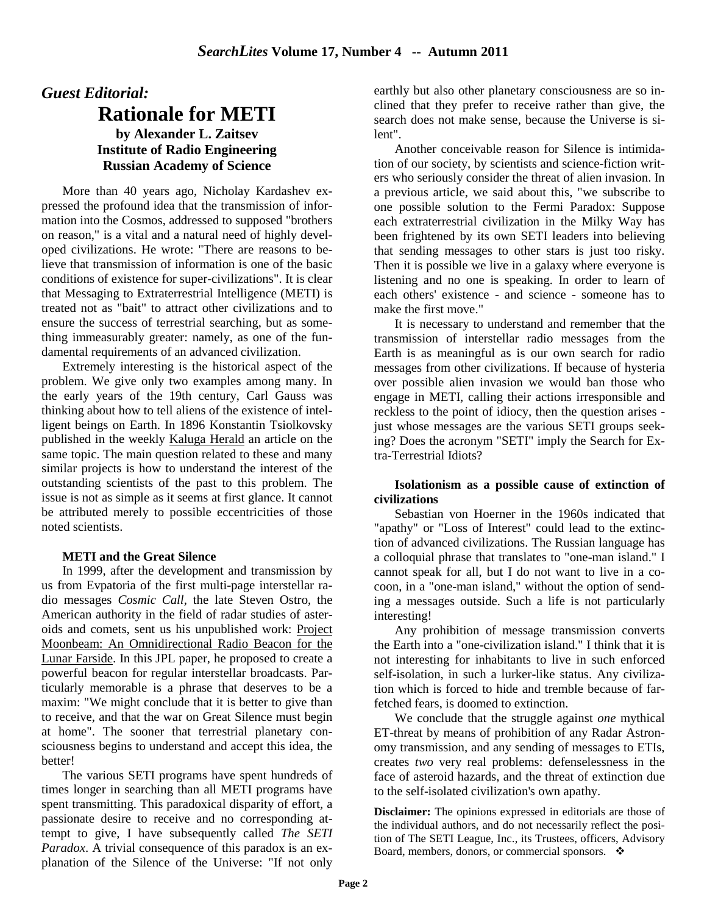## *Guest Editorial:*

# Rationale for METI

**by Alexander L. Zaitsev**
**Institute of Radio Engineering**
**Russian Academy of Science**

More than 40 years ago, Nicholay Kardashev expressed the profound idea that the transmission of information into the Cosmos, addressed to supposed "brothers on reason," is a vital and a natural need of highly developed civilizations. He wrote: "There are reasons to believe that transmission of information is one of the basic conditions of existence for super-civilizations". It is clear that Messaging to Extraterrestrial Intelligence (METI) is treated not as "bait" to attract other civilizations and to ensure the success of terrestrial searching, but as something immeasurably greater: namely, as one of the fundamental requirements of an advanced civilization.

Extremely interesting is the historical aspect of the problem. We give only two examples among many. In the early years of the 19th century, Carl Gauss was thinking about how to tell aliens of the existence of intelligent beings on Earth. In 1896 Konstantin Tsiolkovsky published in the weekly Kaluga Herald an article on the same topic. The main question related to these and many similar projects is how to understand the interest of the outstanding scientists of the past to this problem. The issue is not as simple as it seems at first glance. It cannot be attributed merely to possible eccentricities of those noted scientists.

**METI and the Great Silence**

In 1999, after the development and transmission by us from Evpatoria of the first multi-page interstellar radio messages *Cosmic Call*, the late Steven Ostro, the American authority in the field of radar studies of asteroids and comets, sent us his unpublished work: Project Moonbeam: An Omnidirectional Radio Beacon for the Lunar Farside. In this JPL paper, he proposed to create a powerful beacon for regular interstellar broadcasts. Particularly memorable is a phrase that deserves to be a maxim: "We might conclude that it is better to give than to receive, and that the war on Great Silence must begin at home". The sooner that terrestrial planetary consciousness begins to understand and accept this idea, the better!

The various SETI programs have spent hundreds of times longer in searching than all METI programs have spent transmitting. This paradoxical disparity of effort, a passionate desire to receive and no corresponding attempt to give, I have subsequently called *The SETI Paradox*. A trivial consequence of this paradox is an explanation of the Silence of the Universe: "If not only earthly but also other planetary consciousness are so inclined that they prefer to receive rather than give, the search does not make sense, because the Universe is silent".

Another conceivable reason for Silence is intimidation of our society, by scientists and science-fiction writers who seriously consider the threat of alien invasion. In a previous article, we said about this, "we subscribe to one possible solution to the Fermi Paradox: Suppose each extraterrestrial civilization in the Milky Way has been frightened by its own SETI leaders into believing that sending messages to other stars is just too risky. Then it is possible we live in a galaxy where everyone is listening and no one is speaking. In order to learn of each others' existence - and science - someone has to make the first move."

It is necessary to understand and remember that the transmission of interstellar radio messages from the Earth is as meaningful as is our own search for radio messages from other civilizations. If because of hysteria over possible alien invasion we would ban those who engage in METI, calling their actions irresponsible and reckless to the point of idiocy, then the question arises - just whose messages are the various SETI groups seeking? Does the acronym "SETI" imply the Search for Extra-Terrestrial Idiots?

**Isolationism as a possible cause of extinction of civilizations**

Sebastian von Hoerner in the 1960s indicated that "apathy" or "Loss of Interest" could lead to the extinction of advanced civilizations. The Russian language has a colloquial phrase that translates to "one-man island." I cannot speak for all, but I do not want to live in a cocoon, in a "one-man island," without the option of sending a messages outside. Such a life is not particularly interesting!

Any prohibition of message transmission converts the Earth into a "one-civilization island." I think that it is not interesting for inhabitants to live in such enforced self-isolation, in such a lurker-like status. Any civilization which is forced to hide and tremble because of far-fetched fears, is doomed to extinction.

We conclude that the struggle against *one* mythical ET-threat by means of prohibition of any Radar Astronomy transmission, and any sending of messages to ETIs, creates *two* very real problems: defenselessness in the face of asteroid hazards, and the threat of extinction due to the self-isolated civilization's own apathy.

**Disclaimer:** The opinions expressed in editorials are those of the individual authors, and do not necessarily reflect the position of The SETI League, Inc., its Trustees, officers, Advisory Board, members, donors, or commercial sponsors. ❖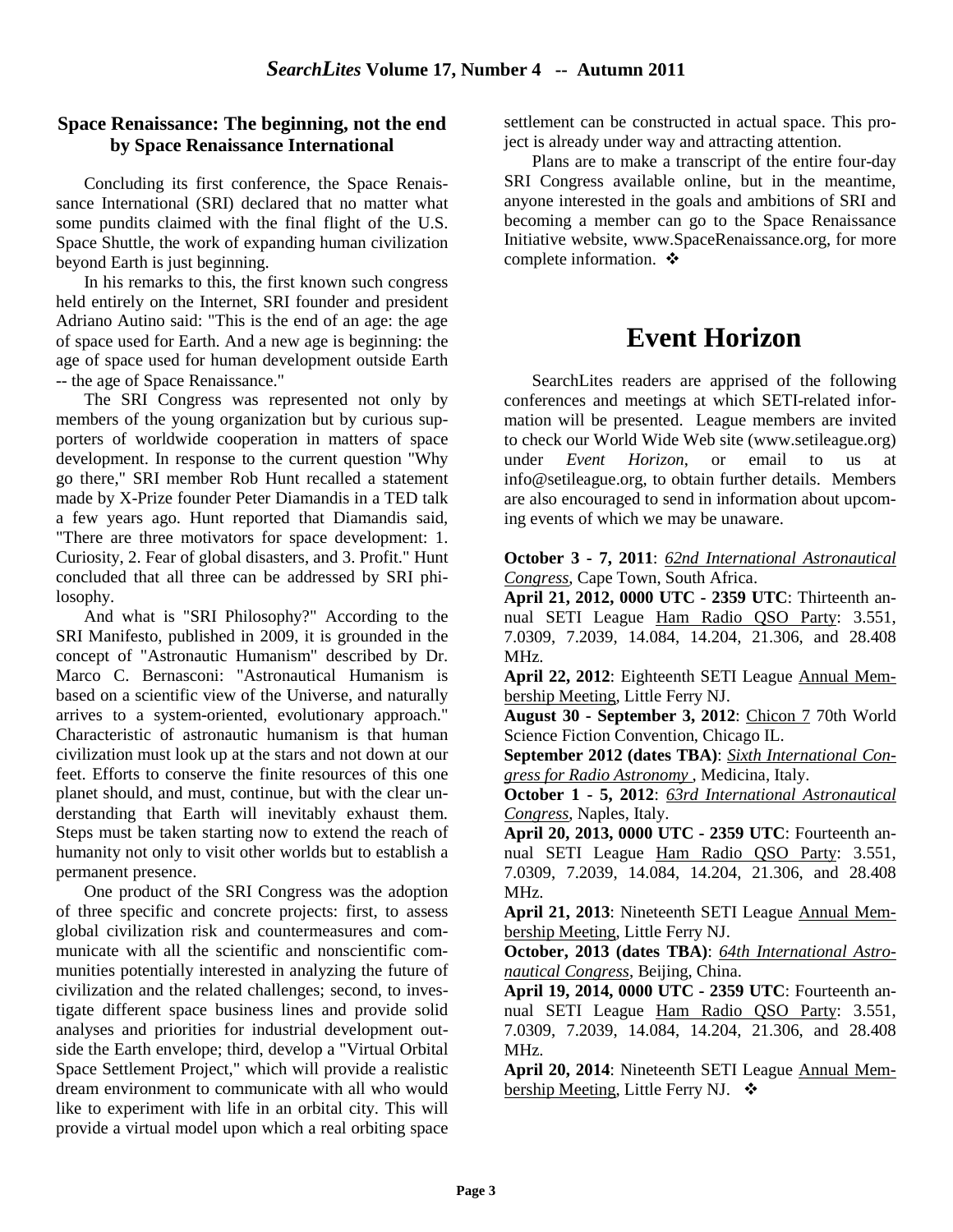## Space Renaissance: The beginning, not the end by Space Renaissance International

Concluding its first conference, the Space Renaissance International (SRI) declared that no matter what some pundits claimed with the final flight of the U.S. Space Shuttle, the work of expanding human civilization beyond Earth is just beginning.

In his remarks to this, the first known such congress held entirely on the Internet, SRI founder and president Adriano Autino said: "This is the end of an age: the age of space used for Earth. And a new age is beginning: the age of space used for human development outside Earth -- the age of Space Renaissance."

The SRI Congress was represented not only by members of the young organization but by curious supporters of worldwide cooperation in matters of space development. In response to the current question "Why go there," SRI member Rob Hunt recalled a statement made by X-Prize founder Peter Diamandis in a TED talk a few years ago. Hunt reported that Diamandis said, "There are three motivators for space development: 1. Curiosity, 2. Fear of global disasters, and 3. Profit." Hunt concluded that all three can be addressed by SRI philosophy.

And what is "SRI Philosophy?" According to the SRI Manifesto, published in 2009, it is grounded in the concept of "Astronautic Humanism" described by Dr. Marco C. Bernasconi: "Astronautical Humanism is based on a scientific view of the Universe, and naturally arrives to a system-oriented, evolutionary approach." Characteristic of astronautic humanism is that human civilization must look up at the stars and not down at our feet. Efforts to conserve the finite resources of this one planet should, and must, continue, but with the clear understanding that Earth will inevitably exhaust them. Steps must be taken starting now to extend the reach of humanity not only to visit other worlds but to establish a permanent presence.

One product of the SRI Congress was the adoption of three specific and concrete projects: first, to assess global civilization risk and countermeasures and communicate with all the scientific and nonscientific communities potentially interested in analyzing the future of civilization and the related challenges; second, to investigate different space business lines and provide solid analyses and priorities for industrial development outside the Earth envelope; third, develop a "Virtual Orbital Space Settlement Project," which will provide a realistic dream environment to communicate with all who would like to experiment with life in an orbital city. This will provide a virtual model upon which a real orbiting space settlement can be constructed in actual space. This project is already under way and attracting attention.

Plans are to make a transcript of the entire four-day SRI Congress available online, but in the meantime, anyone interested in the goals and ambitions of SRI and becoming a member can go to the Space Renaissance Initiative website, www.SpaceRenaissance.org, for more complete information. ❖

# Event Horizon

SearchLites readers are apprised of the following conferences and meetings at which SETI-related information will be presented. League members are invited to check our World Wide Web site (www.setileague.org) under *Event Horizon*, or email to us at info@setileague.org, to obtain further details. Members are also encouraged to send in information about upcoming events of which we may be unaware.

**October 3 - 7, 2011**: *62nd International Astronautical Congress*, Cape Town, South Africa.

**April 21, 2012, 0000 UTC - 2359 UTC**: Thirteenth annual SETI League Ham Radio QSO Party: 3.551, 7.0309, 7.2039, 14.084, 14.204, 21.306, and 28.408 MHz.

**April 22, 2012**: Eighteenth SETI League Annual Membership Meeting, Little Ferry NJ.

**August 30 - September 3, 2012**: Chicon 7 70th World Science Fiction Convention, Chicago IL.

**September 2012 (dates TBA)**: *Sixth International Congress for Radio Astronomy* , Medicina, Italy.

**October 1 - 5, 2012**: *63rd International Astronautical Congress*, Naples, Italy.

**April 20, 2013, 0000 UTC - 2359 UTC**: Fourteenth annual SETI League Ham Radio QSO Party: 3.551, 7.0309, 7.2039, 14.084, 14.204, 21.306, and 28.408 MHz.

**April 21, 2013**: Nineteenth SETI League Annual Membership Meeting, Little Ferry NJ.

**October, 2013 (dates TBA)**: *64th International Astronautical Congress*, Beijing, China.

**April 19, 2014, 0000 UTC - 2359 UTC**: Fourteenth annual SETI League Ham Radio QSO Party: 3.551, 7.0309, 7.2039, 14.084, 14.204, 21.306, and 28.408 MHz.

**April 20, 2014**: Nineteenth SETI League Annual Membership Meeting, Little Ferry NJ. ❖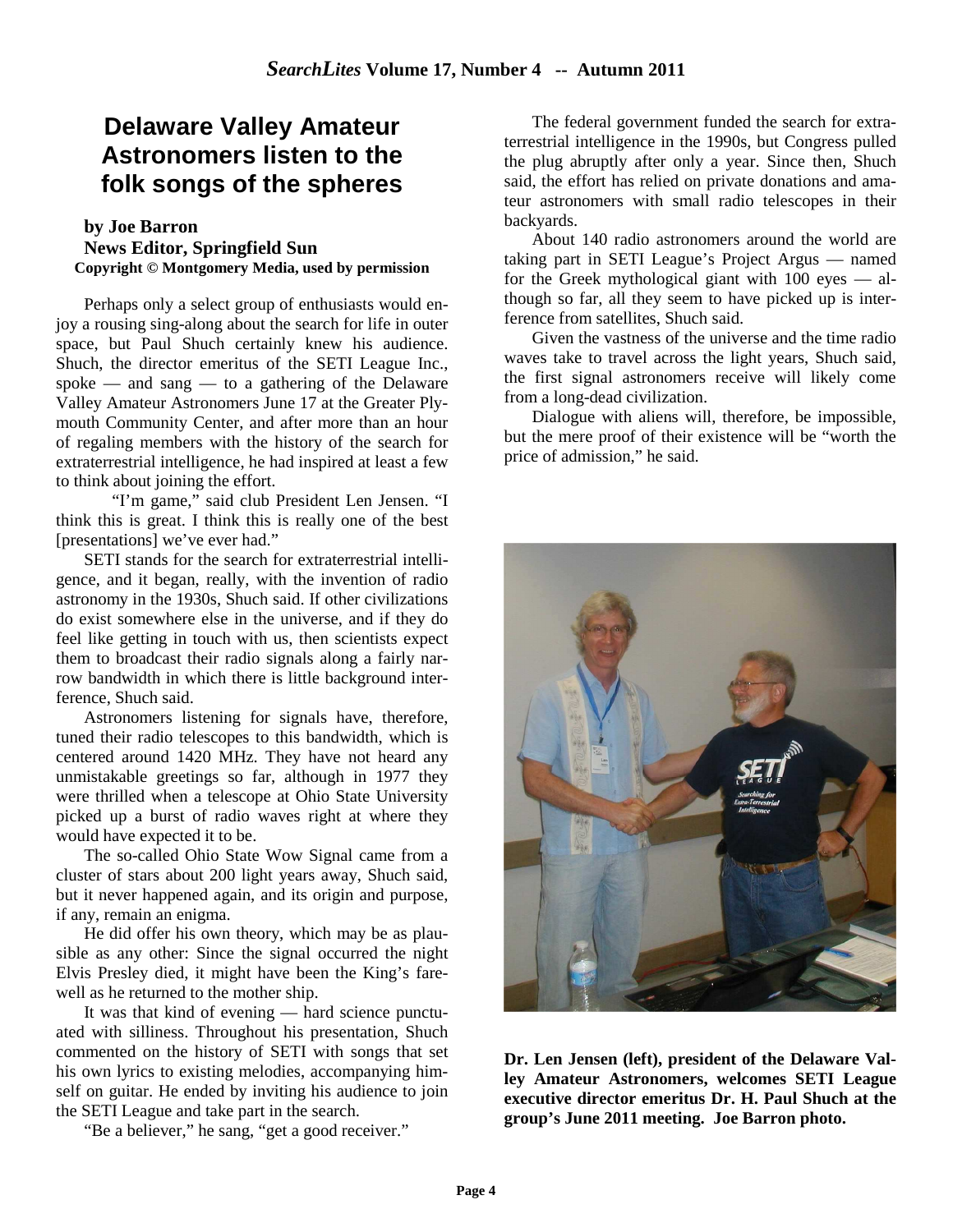# Delaware Valley Amateur Astronomers listen to the folk songs of the spheres

**by Joe Barron**
**News Editor, Springfield Sun**
**Copyright © Montgomery Media, used by permission**

Perhaps only a select group of enthusiasts would enjoy a rousing sing-along about the search for life in outer space, but Paul Shuch certainly knew his audience. Shuch, the director emeritus of the SETI League Inc., spoke — and sang — to a gathering of the Delaware Valley Amateur Astronomers June 17 at the Greater Plymouth Community Center, and after more than an hour of regaling members with the history of the search for extraterrestrial intelligence, he had inspired at least a few to think about joining the effort.

"I'm game," said club President Len Jensen. "I think this is great. I think this is really one of the best [presentations] we've ever had."

SETI stands for the search for extraterrestrial intelligence, and it began, really, with the invention of radio astronomy in the 1930s, Shuch said. If other civilizations do exist somewhere else in the universe, and if they do feel like getting in touch with us, then scientists expect them to broadcast their radio signals along a fairly narrow bandwidth in which there is little background interference, Shuch said.

Astronomers listening for signals have, therefore, tuned their radio telescopes to this bandwidth, which is centered around 1420 MHz. They have not heard any unmistakable greetings so far, although in 1977 they were thrilled when a telescope at Ohio State University picked up a burst of radio waves right at where they would have expected it to be.

The so-called Ohio State Wow Signal came from a cluster of stars about 200 light years away, Shuch said, but it never happened again, and its origin and purpose, if any, remain an enigma.

He did offer his own theory, which may be as plausible as any other: Since the signal occurred the night Elvis Presley died, it might have been the King's farewell as he returned to the mother ship.

It was that kind of evening — hard science punctuated with silliness. Throughout his presentation, Shuch commented on the history of SETI with songs that set his own lyrics to existing melodies, accompanying himself on guitar. He ended by inviting his audience to join the SETI League and take part in the search.

"Be a believer," he sang, "get a good receiver."

The federal government funded the search for extraterrestrial intelligence in the 1990s, but Congress pulled the plug abruptly after only a year. Since then, Shuch said, the effort has relied on private donations and amateur astronomers with small radio telescopes in their backyards.

About 140 radio astronomers around the world are taking part in SETI League's Project Argus — named for the Greek mythological giant with 100 eyes — although so far, all they seem to have picked up is interference from satellites, Shuch said.

Given the vastness of the universe and the time radio waves take to travel across the light years, Shuch said, the first signal astronomers receive will likely come from a long-dead civilization.

Dialogue with aliens will, therefore, be impossible, but the mere proof of their existence will be "worth the price of admission," he said.

**Dr. Len Jensen (left), president of the Delaware Valley Amateur Astronomers, welcomes SETI League executive director emeritus Dr. H. Paul Shuch at the group's June 2011 meeting. Joe Barron photo.**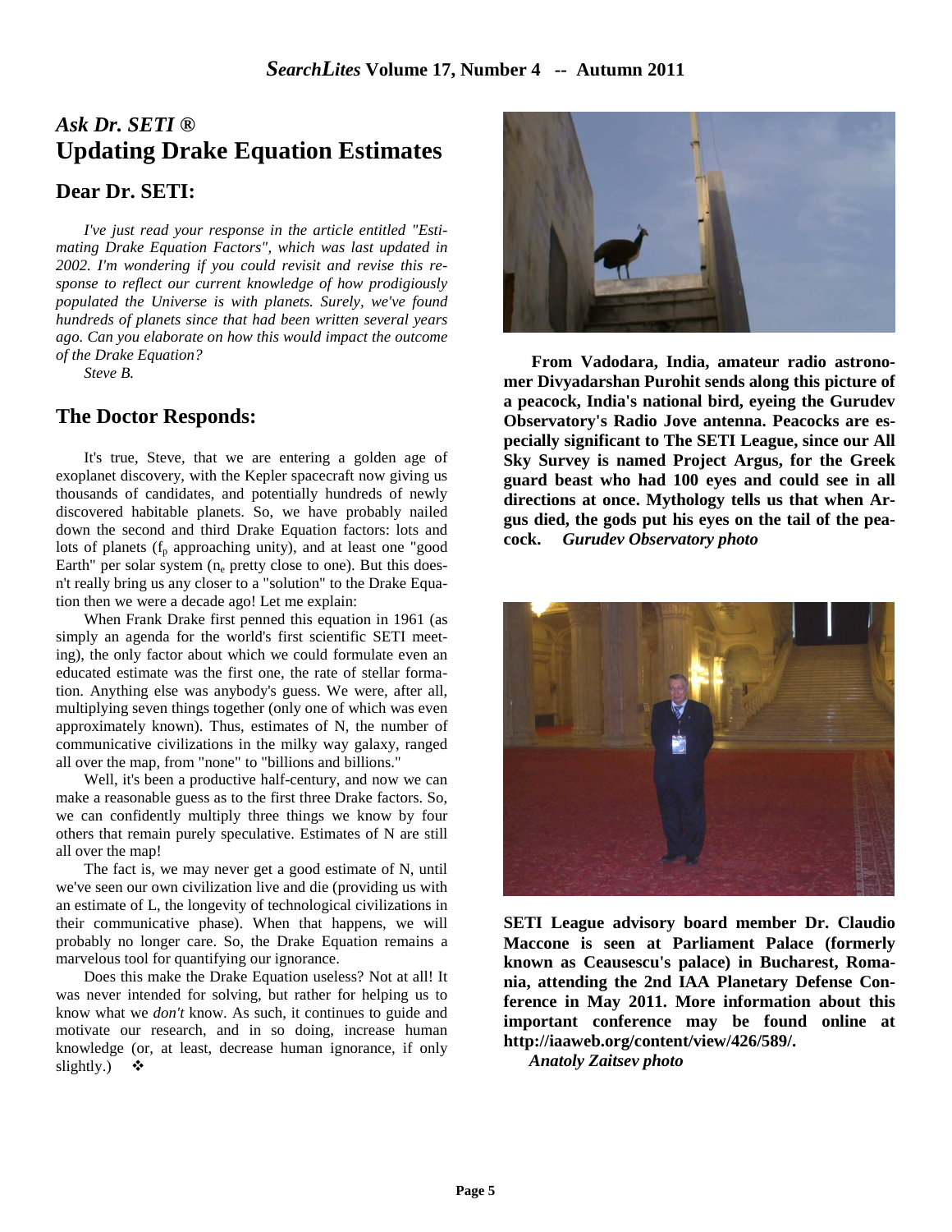## *Ask Dr. SETI ®*

# Updating Drake Equation Estimates

## Dear Dr. SETI:

*I've just read your response in the article entitled "Estimating Drake Equation Factors", which was last updated in 2002. I'm wondering if you could revisit and revise this response to reflect our current knowledge of how prodigiously populated the Universe is with planets. Surely, we've found hundreds of planets since that had been written several years ago. Can you elaborate on how this would impact the outcome of the Drake Equation?*

*Steve B.*

## The Doctor Responds:

It's true, Steve, that we are entering a golden age of exoplanet discovery, with the Kepler spacecraft now giving us thousands of candidates, and potentially hundreds of newly discovered habitable planets. So, we have probably nailed down the second and third Drake Equation factors: lots and lots of planets ($f_p$ approaching unity), and at least one "good Earth" per solar system ($n_e$ pretty close to one). But this doesn't really bring us any closer to a "solution" to the Drake Equation then we were a decade ago! Let me explain:

When Frank Drake first penned this equation in 1961 (as simply an agenda for the world's first scientific SETI meeting), the only factor about which we could formulate even an educated estimate was the first one, the rate of stellar formation. Anything else was anybody's guess. We were, after all, multiplying seven things together (only one of which was even approximately known). Thus, estimates of N, the number of communicative civilizations in the milky way galaxy, ranged all over the map, from "none" to "billions and billions."

Well, it's been a productive half-century, and now we can make a reasonable guess as to the first three Drake factors. So, we can confidently multiply three things we know by four others that remain purely speculative. Estimates of N are still all over the map!

The fact is, we may never get a good estimate of N, until we've seen our own civilization live and die (providing us with an estimate of L, the longevity of technological civilizations in their communicative phase). When that happens, we will probably no longer care. So, the Drake Equation remains a marvelous tool for quantifying our ignorance.

Does this make the Drake Equation useless? Not at all! It was never intended for solving, but rather for helping us to know what we *don't* know. As such, it continues to guide and motivate our research, and in so doing, increase human knowledge (or, at least, decrease human ignorance, if only slightly.) ❖

**From Vadodara, India, amateur radio astronomer Divyadarshan Purohit sends along this picture of a peacock, India's national bird, eyeing the Gurudev Observatory's Radio Jove antenna. Peacocks are especially significant to The SETI League, since our All Sky Survey is named Project Argus, for the Greek guard beast who had 100 eyes and could see in all directions at once. Mythology tells us that when Argus died, the gods put his eyes on the tail of the peacock.** ***Gurudev Observatory photo***

**SETI League advisory board member Dr. Claudio Maccone is seen at Parliament Palace (formerly known as Ceausescu's palace) in Bucharest, Romania, attending the 2nd IAA Planetary Defense Conference in May 2011. More information about this important conference may be found online at http://iaaweb.org/content/view/426/589/.**

***Anatoly Zaitsev photo***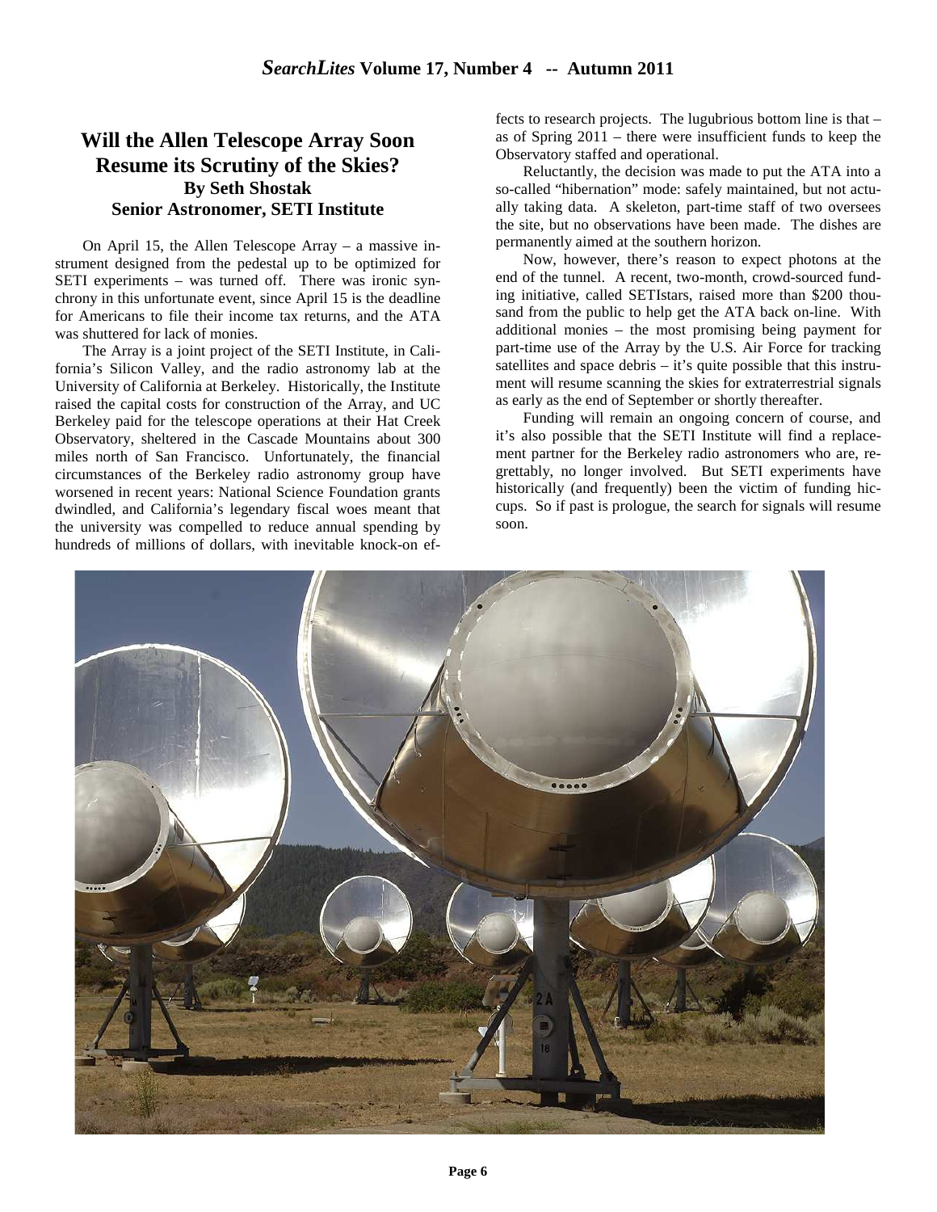## Will the Allen Telescope Array Soon Resume its Scrutiny of the Skies?

**By Seth Shostak**
**Senior Astronomer, SETI Institute**

On April 15, the Allen Telescope Array – a massive instrument designed from the pedestal up to be optimized for SETI experiments – was turned off. There was ironic synchrony in this unfortunate event, since April 15 is the deadline for Americans to file their income tax returns, and the ATA was shuttered for lack of monies.

The Array is a joint project of the SETI Institute, in California's Silicon Valley, and the radio astronomy lab at the University of California at Berkeley. Historically, the Institute raised the capital costs for construction of the Array, and UC Berkeley paid for the telescope operations at their Hat Creek Observatory, sheltered in the Cascade Mountains about 300 miles north of San Francisco. Unfortunately, the financial circumstances of the Berkeley radio astronomy group have worsened in recent years: National Science Foundation grants dwindled, and California's legendary fiscal woes meant that the university was compelled to reduce annual spending by hundreds of millions of dollars, with inevitable knock-on effects to research projects. The lugubrious bottom line is that – as of Spring 2011 – there were insufficient funds to keep the Observatory staffed and operational.

Reluctantly, the decision was made to put the ATA into a so-called "hibernation" mode: safely maintained, but not actually taking data. A skeleton, part-time staff of two oversees the site, but no observations have been made. The dishes are permanently aimed at the southern horizon.

Now, however, there's reason to expect photons at the end of the tunnel. A recent, two-month, crowd-sourced funding initiative, called SETIstars, raised more than $200 thousand from the public to help get the ATA back on-line. With additional monies – the most promising being payment for part-time use of the Array by the U.S. Air Force for tracking satellites and space debris – it's quite possible that this instrument will resume scanning the skies for extraterrestrial signals as early as the end of September or shortly thereafter.

Funding will remain an ongoing concern of course, and it's also possible that the SETI Institute will find a replacement partner for the Berkeley radio astronomers who are, regrettably, no longer involved. But SETI experiments have historically (and frequently) been the victim of funding hiccups. So if past is prologue, the search for signals will resume soon.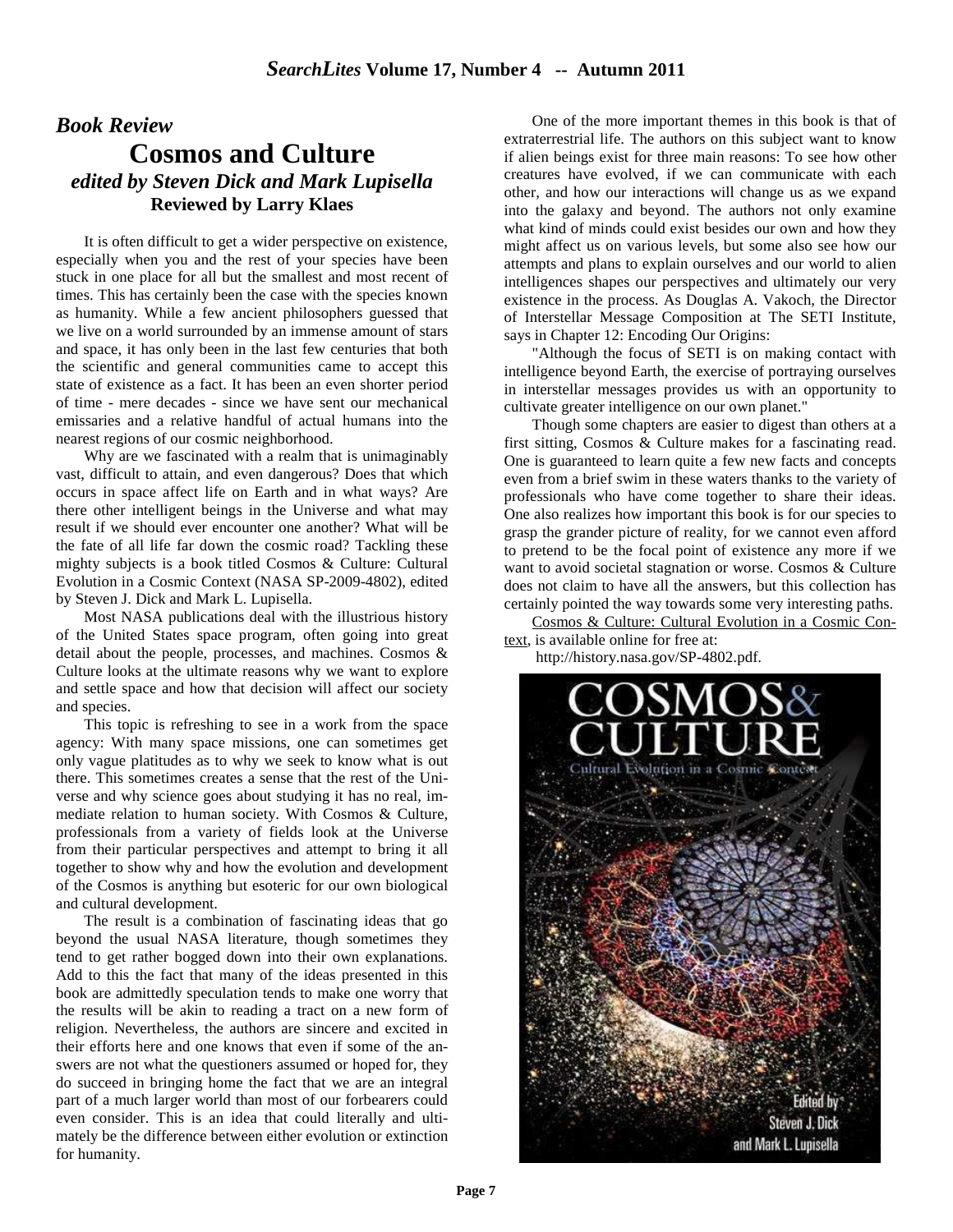## *Book Review*

# Cosmos and Culture

### *edited by Steven Dick and Mark Lupisella*

**Reviewed by Larry Klaes**

It is often difficult to get a wider perspective on existence, especially when you and the rest of your species have been stuck in one place for all but the smallest and most recent of times. This has certainly been the case with the species known as humanity. While a few ancient philosophers guessed that we live on a world surrounded by an immense amount of stars and space, it has only been in the last few centuries that both the scientific and general communities came to accept this state of existence as a fact. It has been an even shorter period of time - mere decades - since we have sent our mechanical emissaries and a relative handful of actual humans into the nearest regions of our cosmic neighborhood.

Why are we fascinated with a realm that is unimaginably vast, difficult to attain, and even dangerous? Does that which occurs in space affect life on Earth and in what ways? Are there other intelligent beings in the Universe and what may result if we should ever encounter one another? What will be the fate of all life far down the cosmic road? Tackling these mighty subjects is a book titled Cosmos & Culture: Cultural Evolution in a Cosmic Context (NASA SP-2009-4802), edited by Steven J. Dick and Mark L. Lupisella.

Most NASA publications deal with the illustrious history of the United States space program, often going into great detail about the people, processes, and machines. Cosmos & Culture looks at the ultimate reasons why we want to explore and settle space and how that decision will affect our society and species.

This topic is refreshing to see in a work from the space agency: With many space missions, one can sometimes get only vague platitudes as to why we seek to know what is out there. This sometimes creates a sense that the rest of the Universe and why science goes about studying it has no real, immediate relation to human society. With Cosmos & Culture, professionals from a variety of fields look at the Universe from their particular perspectives and attempt to bring it all together to show why and how the evolution and development of the Cosmos is anything but esoteric for our own biological and cultural development.

The result is a combination of fascinating ideas that go beyond the usual NASA literature, though sometimes they tend to get rather bogged down into their own explanations. Add to this the fact that many of the ideas presented in this book are admittedly speculation tends to make one worry that the results will be akin to reading a tract on a new form of religion. Nevertheless, the authors are sincere and excited in their efforts here and one knows that even if some of the answers are not what the questioners assumed or hoped for, they do succeed in bringing home the fact that we are an integral part of a much larger world than most of our forbearers could even consider. This is an idea that could literally and ultimately be the difference between either evolution or extinction for humanity.

One of the more important themes in this book is that of extraterrestrial life. The authors on this subject want to know if alien beings exist for three main reasons: To see how other creatures have evolved, if we can communicate with each other, and how our interactions will change us as we expand into the galaxy and beyond. The authors not only examine what kind of minds could exist besides our own and how they might affect us on various levels, but some also see how our attempts and plans to explain ourselves and our world to alien intelligences shapes our perspectives and ultimately our very existence in the process. As Douglas A. Vakoch, the Director of Interstellar Message Composition at The SETI Institute, says in Chapter 12: Encoding Our Origins:

"Although the focus of SETI is on making contact with intelligence beyond Earth, the exercise of portraying ourselves in interstellar messages provides us with an opportunity to cultivate greater intelligence on our own planet."

Though some chapters are easier to digest than others at a first sitting, Cosmos & Culture makes for a fascinating read. One is guaranteed to learn quite a few new facts and concepts even from a brief swim in these waters thanks to the variety of professionals who have come together to share their ideas. One also realizes how important this book is for our species to grasp the grander picture of reality, for we cannot even afford to pretend to be the focal point of existence any more if we want to avoid societal stagnation or worse. Cosmos & Culture does not claim to have all the answers, but this collection has certainly pointed the way towards some very interesting paths.

Cosmos & Culture: Cultural Evolution in a Cosmic Context, is available online for free at:
http://history.nasa.gov/SP-4802.pdf.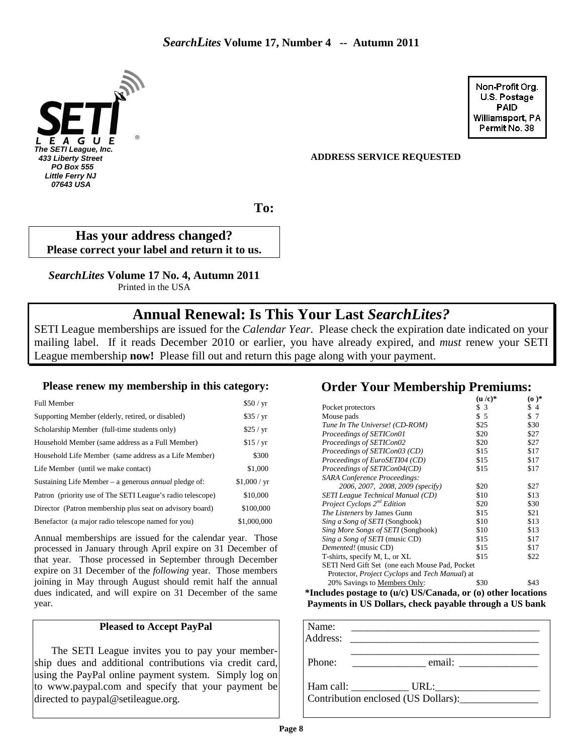*SearchLites* **Volume 17, Number 4 -- Autumn 2011**

SETI LEAGUE ®

*The SETI League, Inc.*
*433 Liberty Street*
*PO Box 555*
*Little Ferry NJ*
*07643 USA*

Non-Profit Org.
U.S. Postage
PAID
Williamsport, PA
Permit No. 38

**ADDRESS SERVICE REQUESTED**

**To:**

**Has your address changed?**
**Please correct your label and return it to us.**

*SearchLites* **Volume 17 No. 4, Autumn 2011**
Printed in the USA

# Annual Renewal: Is This Your Last *SearchLites?*

SETI League memberships are issued for the *Calendar Year*. Please check the expiration date indicated on your mailing label. If it reads December 2010 or earlier, you have already expired, and *must* renew your SETI League membership **now!** Please fill out and return this page along with your payment.

## Please renew my membership in this category:

| | |
|---|---|
| Full Member | $50 / yr |
| Supporting Member (elderly, retired, or disabled) | $35 / yr |
| Scholarship Member (full-time students only) | $25 / yr |
| Household Member (same address as a Full Member) | $15 / yr |
| Household Life Member (same address as a Life Member) | $300 |
| Life Member (until we make contact) | $1,000 |
| Sustaining Life Member – a generous *annual* pledge of: | $1,000 / yr |
| Patron (priority use of The SETI League's radio telescope) | $10,000 |
| Director (Patron membership plus seat on advisory board) | $100,000 |
| Benefactor (a major radio telescope named for you) | $1,000,000 |

Annual memberships are issued for the calendar year. Those processed in January through April expire on 31 December of that year. Those processed in September through December expire on 31 December of the *following* year. Those members joining in May through August should remit half the annual dues indicated, and will expire on 31 December of the same year.

### Pleased to Accept PayPal

The SETI League invites you to pay your membership dues and additional contributions via credit card, using the PayPal online payment system. Simply log on to www.paypal.com and specify that your payment be directed to paypal@setileague.org.

## Order Your Membership Premiums:

| | (u /c)* | (o )* |
|---|---|---|
| Pocket protectors | $ 3 | $ 4 |
| Mouse pads | $ 5 | $ 7 |
| *Tune In The Universe! (CD-ROM)* | $25 | $30 |
| *Proceedings of SETICon01* | $20 | $27 |
| *Proceedings of SETICon02* | $20 | $27 |
| *Proceedings of SETICon03 (CD)* | $15 | $17 |
| *Proceedings of EuroSETI04 (CD)* | $15 | $17 |
| *Proceedings of SETICon04(CD)* | $15 | $17 |
| *SARA Conference Proceedings: 2006, 2007, 2008, 2009 (specify)* | $20 | $27 |
| *SETI League Technical Manual (CD)* | $10 | $13 |
| *Project Cyclops 2nd Edition* | $20 | $30 |
| *The Listeners* by James Gunn | $15 | $21 |
| *Sing a Song of SETI* (Songbook) | $10 | $13 |
| *Sing More Songs of SETI* (Songbook) | $10 | $13 |
| *Sing a Song of SETI* (music CD) | $15 | $17 |
| *Demented!* (music CD) | $15 | $17 |
| T-shirts, specify M, L, or XL | $15 | $22 |
| SETI Nerd Gift Set (one each Mouse Pad, Pocket Protector, *Project Cyclops* and *Tech Manual*) at 20% Savings to Members Only: | $30 | $43 |

**\*Includes postage to (u/c) US/Canada, or (o) other locations**
**Payments in US Dollars, check payable through a US bank**

Name: ____________________________________
Address: ____________________________________
____________________________________
Phone: ______________ email: _______________

Ham call: ___________ URL:____________________
Contribution enclosed (US Dollars):_______________